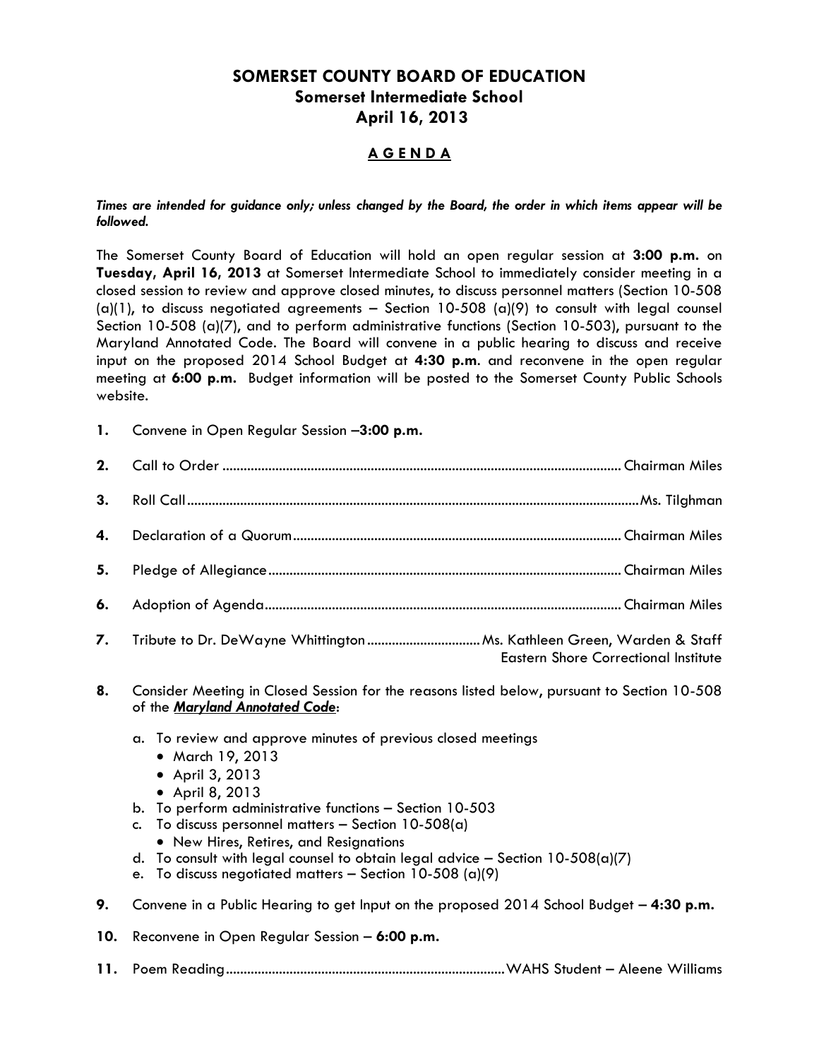# SOMERSET COUNTY BOARD OF EDUCATION

## Somerset Intermediate School

## April 16, 2013

## A G E N D A

***Times are intended for guidance only; unless changed by the Board, the order in which items appear will be followed.***

The Somerset County Board of Education will hold an open regular session at **3:00 p.m.** on **Tuesday, April 16, 2013** at Somerset Intermediate School to immediately consider meeting in a closed session to review and approve closed minutes, to discuss personnel matters (Section 10-508 (a)(1), to discuss negotiated agreements – Section 10-508 (a)(9) to consult with legal counsel Section 10-508 (a)(7), and to perform administrative functions (Section 10-503), pursuant to the Maryland Annotated Code. The Board will convene in a public hearing to discuss and receive input on the proposed 2014 School Budget at **4:30 p.m**. and reconvene in the open regular meeting at **6:00 p.m.** Budget information will be posted to the Somerset County Public Schools website.

**1.** Convene in Open Regular Session –**3:00 p.m.**

**2.** Call to Order ............................................................ Chairman Miles

**3.** Roll Call ............................................................ Ms. Tilghman

**4.** Declaration of a Quorum ............................................................ Chairman Miles

**5.** Pledge of Allegiance ............................................................ Chairman Miles

**6.** Adoption of Agenda ............................................................ Chairman Miles

**7.** Tribute to Dr. DeWayne Whittington ................................ Ms. Kathleen Green, Warden & Staff Eastern Shore Correctional Institute

**8.** Consider Meeting in Closed Session for the reasons listed below, pursuant to Section 10-508 of the ***Maryland Annotated Code***:

a. To review and approve minutes of previous closed meetings
   - March 19, 2013
   - April 3, 2013
   - April 8, 2013

b. To perform administrative functions – Section 10-503

c. To discuss personnel matters – Section 10-508(a)
   - New Hires, Retires, and Resignations

d. To consult with legal counsel to obtain legal advice – Section 10-508(a)(7)

e. To discuss negotiated matters – Section 10-508 (a)(9)

**9.** Convene in a Public Hearing to get Input on the proposed 2014 School Budget – **4:30 p.m.**

**10.** Reconvene in Open Regular Session – **6:00 p.m.**

**11.** Poem Reading ............................................................ WAHS Student – Aleene Williams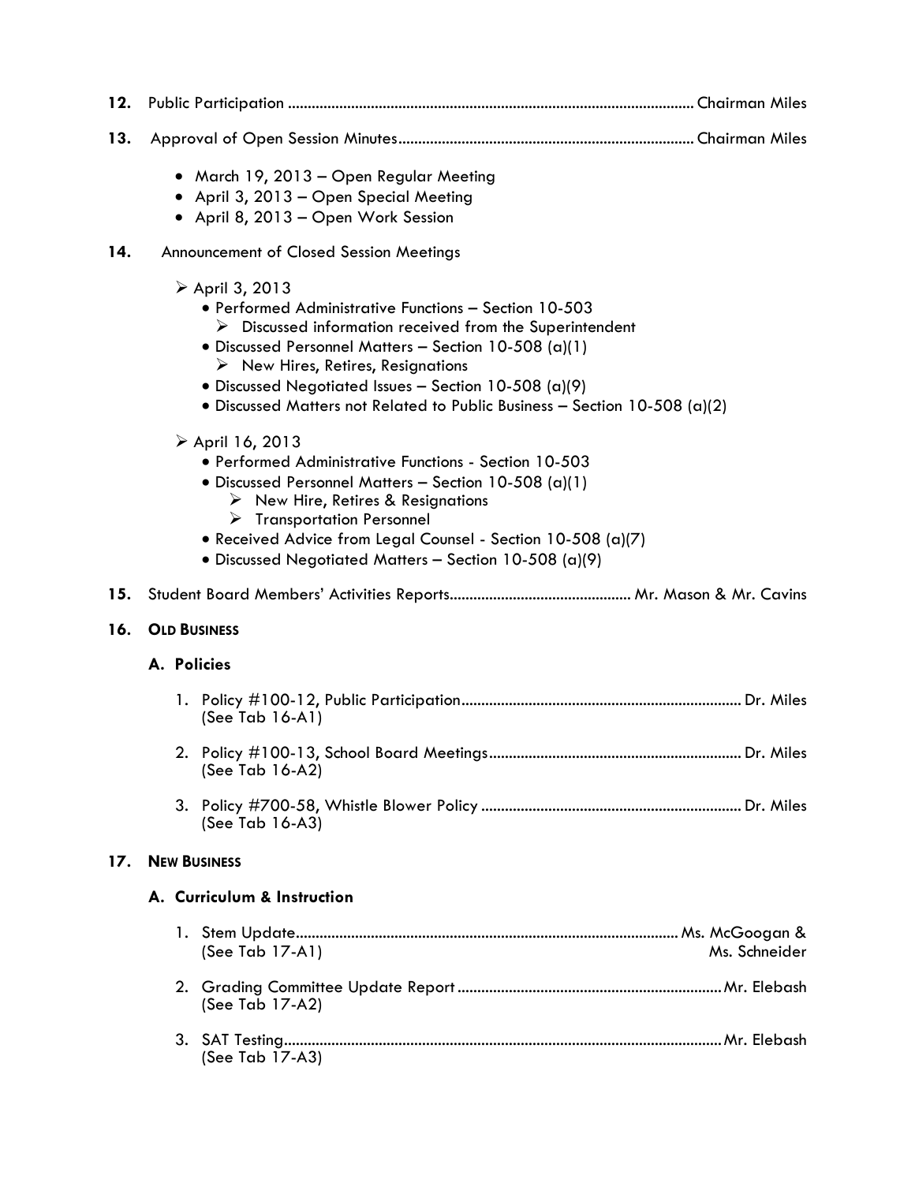12. Public Participation ........................................................................................................ Chairman Miles

13. Approval of Open Session Minutes ............................................................................ Chairman Miles

- March 19, 2013 – Open Regular Meeting
- April 3, 2013 – Open Special Meeting
- April 8, 2013 – Open Work Session

14. Announcement of Closed Session Meetings

- April 3, 2013
  - Performed Administrative Functions – Section 10-503
    - Discussed information received from the Superintendent
  - Discussed Personnel Matters – Section 10-508 (a)(1)
    - New Hires, Retires, Resignations
  - Discussed Negotiated Issues – Section 10-508 (a)(9)
  - Discussed Matters not Related to Public Business – Section 10-508 (a)(2)
- April 16, 2013
  - Performed Administrative Functions - Section 10-503
  - Discussed Personnel Matters – Section 10-508 (a)(1)
    - New Hire, Retires & Resignations
    - Transportation Personnel
  - Received Advice from Legal Counsel - Section 10-508 (a)(7)
  - Discussed Negotiated Matters – Section 10-508 (a)(9)

15. Student Board Members' Activities Reports ............................................ Mr. Mason & Mr. Cavins

16. **OLD BUSINESS**

**A. Policies**

1. Policy #100-12, Public Participation ........................................................................ Dr. Miles
   (See Tab 16-A1)
2. Policy #100-13, School Board Meetings ................................................................ Dr. Miles
   (See Tab 16-A2)
3. Policy #700-58, Whistle Blower Policy .................................................................. Dr. Miles
   (See Tab 16-A3)

17. **NEW BUSINESS**

**A. Curriculum & Instruction**

1. Stem Update ................................................................................................ Ms. McGoogan & Ms. Schneider
   (See Tab 17-A1)
2. Grading Committee Update Report .................................................................. Mr. Elebash
   (See Tab 17-A2)
3. SAT Testing ............................................................................................................ Mr. Elebash
   (See Tab 17-A3)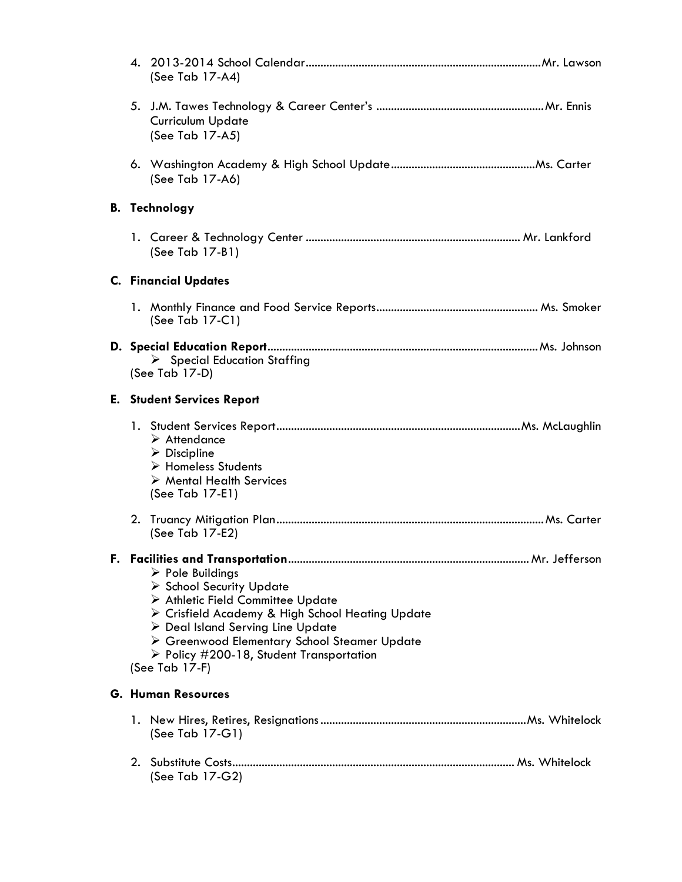4. 2013-2014 School Calendar............................................................................Mr. Lawson
   (See Tab 17-A4)

5. J.M. Tawes Technology & Career Center's ........................................................Mr. Ennis
   Curriculum Update
   (See Tab 17-A5)

6. Washington Academy & High School Update................................................Ms. Carter
   (See Tab 17-A6)

**B. Technology**

1. Career & Technology Center ........................................................................ Mr. Lankford
   (See Tab 17-B1)

**C. Financial Updates**

1. Monthly Finance and Food Service Reports...................................................... Ms. Smoker
   (See Tab 17-C1)

**D. Special Education Report**.........................................................................................Ms. Johnson

- Special Education Staffing

(See Tab 17-D)

**E. Student Services Report**

1. Student Services Report..................................................................................Ms. McLaughlin
   - Attendance
   - Discipline
   - Homeless Students
   - Mental Health Services

   (See Tab 17-E1)

2. Truancy Mitigation Plan.........................................................................................Ms. Carter
   (See Tab 17-E2)

**F. Facilities and Transportation**................................................................................ Mr. Jefferson

- Pole Buildings
- School Security Update
- Athletic Field Committee Update
- Crisfield Academy & High School Heating Update
- Deal Island Serving Line Update
- Greenwood Elementary School Steamer Update
- Policy #200-18, Student Transportation

(See Tab 17-F)

**G. Human Resources**

1. New Hires, Retires, Resignations .....................................................................Ms. Whitelock
   (See Tab 17-G1)

2. Substitute Costs.............................................................................................. Ms. Whitelock
   (See Tab 17-G2)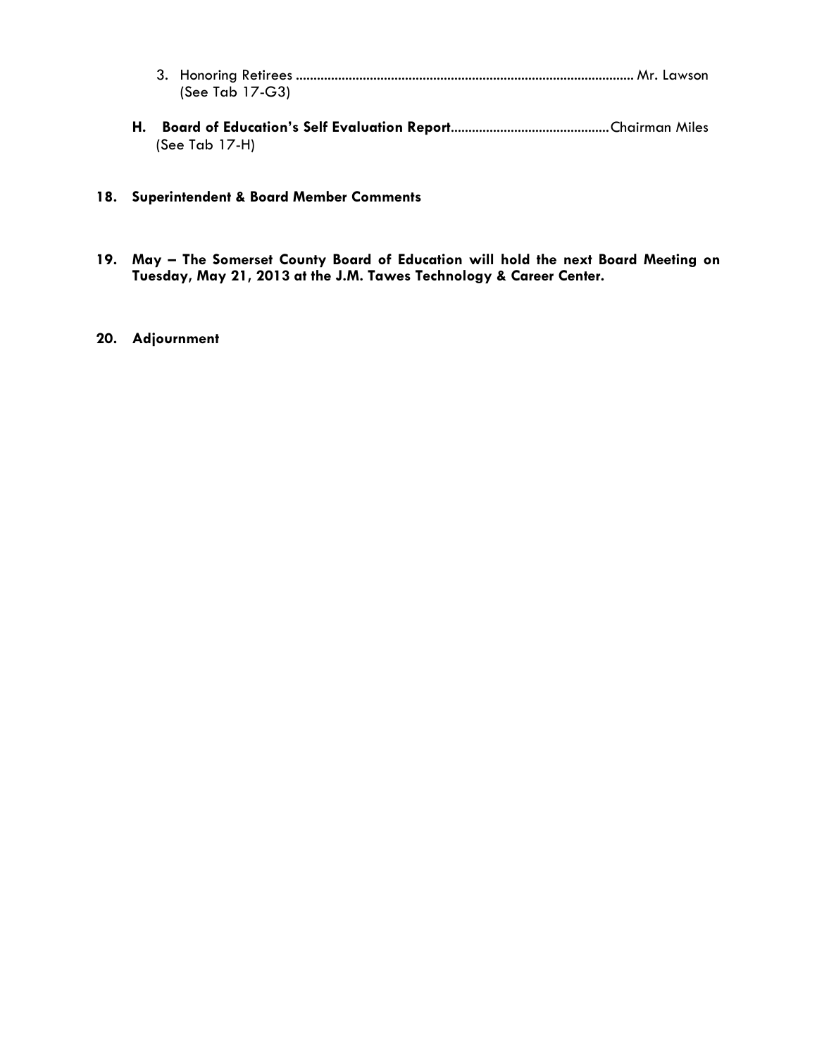3. Honoring Retirees ............................................................................................ Mr. Lawson
   (See Tab 17-G3)

**H. Board of Education's Self Evaluation Report**............................................Chairman Miles
(See Tab 17-H)

**18. Superintendent & Board Member Comments**

**19. May – The Somerset County Board of Education will hold the next Board Meeting on Tuesday, May 21, 2013 at the J.M. Tawes Technology & Career Center.**

**20. Adjournment**